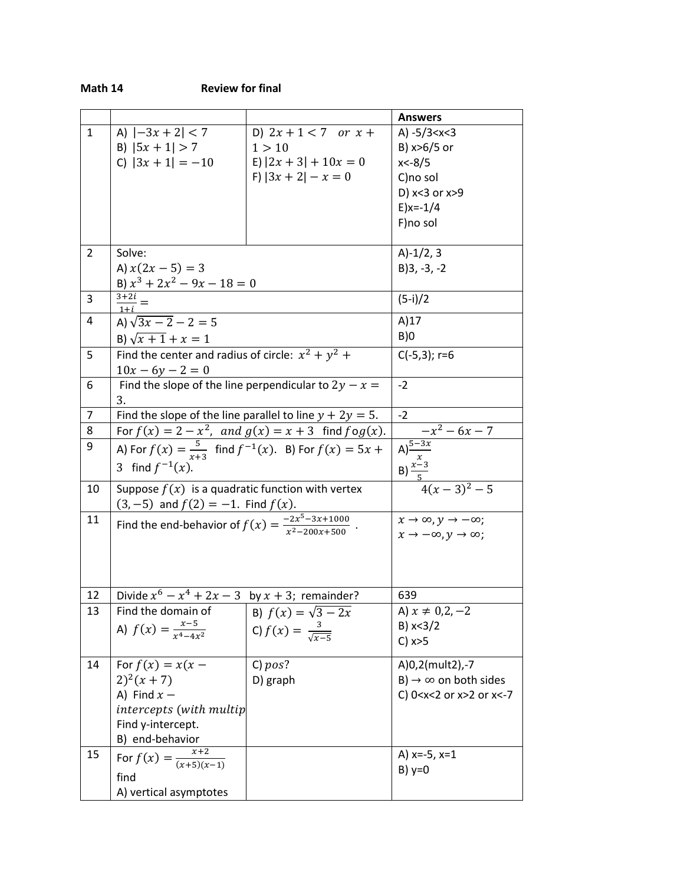**Math 14 Review for final**

| | | | Answers |
|---|---|---|---|
| 1 | A) $\|-3x+2\|<7$<br>B) $\|5x+1\|>7$<br>C) $\|3x+1\|=-10$ | D) $2x+1<7 \quad or \ x+1>10$<br>E) $\|2x+3\|+10x=0$<br>F) $\|3x+2\|-x=0$ | A) -5/3<x<3<br>B) x>6/5 or x<-8/5<br>C)no sol<br>D) x<3 or x>9<br>E)x=-1/4<br>F)no sol |
| 2 | Solve:<br>A) $x(2x-5)=3$<br>B) $x^3+2x^2-9x-18=0$ | | A)-1/2, 3<br>B)3, -3, -2 |
| 3 | $\frac{3+2i}{1+i}=$ | | (5-i)/2 |
| 4 | A) $\sqrt{3x-2}-2=5$<br>B) $\sqrt{x+1}+x=1$ | | A)17<br>B)0 |
| 5 | Find the center and radius of circle: $x^2+y^2+10x-6y-2=0$ | | C(-5,3); r=6 |
| 6 | Find the slope of the line perpendicular to $2y-x=3$. | | -2 |
| 7 | Find the slope of the line parallel to line $y+2y=5$. | | -2 |
| 8 | For $f(x)=2-x^2, \ and \ g(x)=x+3$ find $fog(x)$. | | $-x^2-6x-7$ |
| 9 | A) For $f(x)=\frac{5}{x+3}$ find $f^{-1}(x)$. B) For $f(x)=5x+3$ find $f^{-1}(x)$. | | A) $\frac{5-3x}{x}$<br>B) $\frac{x-3}{5}$ |
| 10 | Suppose $f(x)$ is a quadratic function with vertex $(3,-5)$ and $f(2)=-1$. Find $f(x)$. | | $4(x-3)^2-5$ |
| 11 | Find the end-behavior of $f(x)=\frac{-2x^5-3x+1000}{x^2-200x+500}$ . | | $x\to\infty, y\to-\infty$;<br>$x\to-\infty, y\to\infty$; |
| 12 | Divide $x^6-x^4+2x-3$ by $x+3$; remainder? | | 639 |
| 13 | Find the domain of<br>A) $f(x)=\frac{x-5}{x^4-4x^2}$ | B) $f(x)=\sqrt{3-2x}$<br>C) $f(x)=\frac{3}{\sqrt{x-5}}$ | A) $x\neq 0,2,-2$<br>B) x<3/2<br>C) x>5 |
| 14 | For $f(x)=x(x-2)^2(x+7)$<br>A) Find $x-intercepts\ (with\ multip$<br>Find y-intercept.<br>B) end-behavior | C) $pos$?<br>D) graph | A)0,2(mult2),-7<br>B) $\to\infty$ on both sides<br>C) 0<x<2 or x>2 or x<-7 |
| 15 | For $f(x)=\frac{x+2}{(x+5)(x-1)}$<br>find<br>A) vertical asymptotes | | A) x=-5, x=1<br>B) y=0 |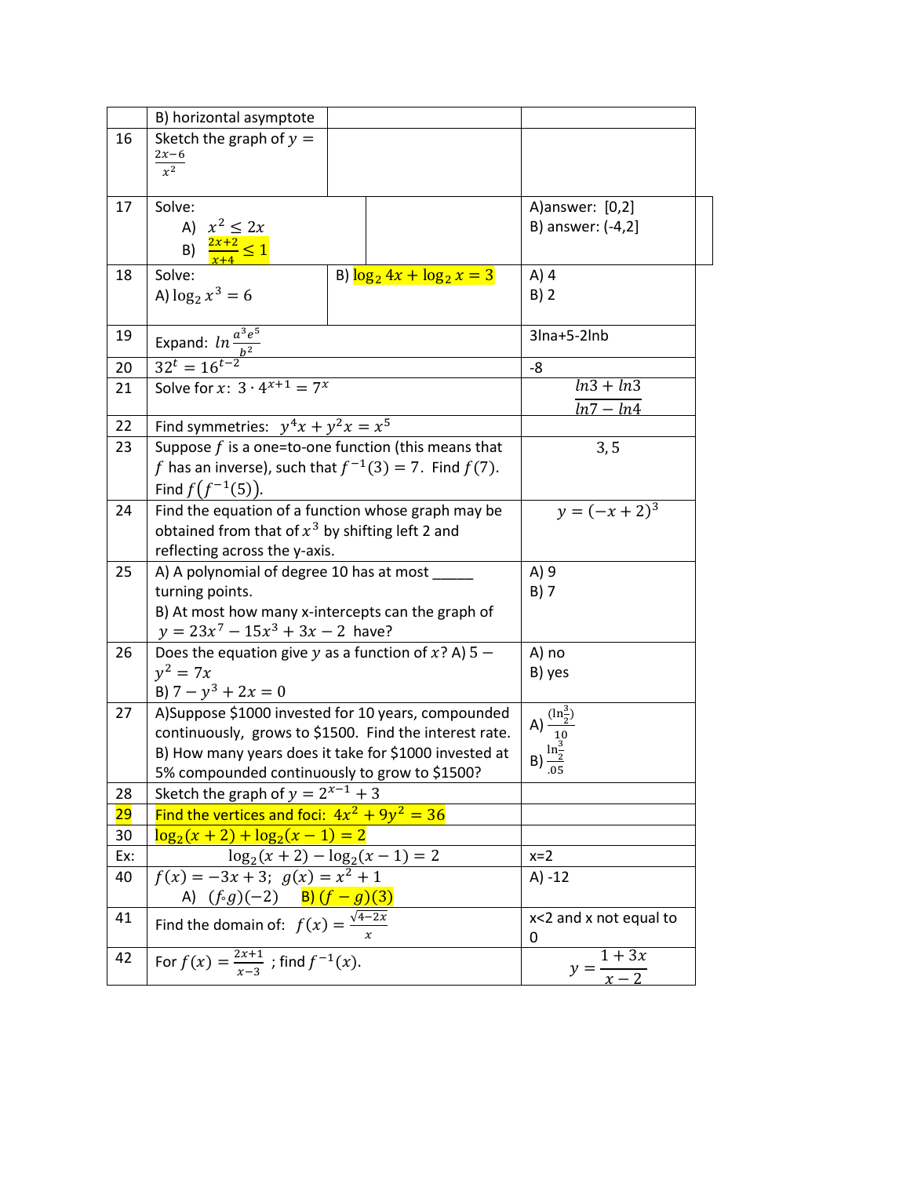| | | | |
|---|---|---|---|
| | B) horizontal asymptote | | |
| 16 | Sketch the graph of $y = \frac{2x-6}{x^2}$ | | |
| 17 | Solve: A) $x^2 \leq 2x$ B) $\frac{2x+2}{x+4} \leq 1$ | | A)answer: [0,2] B) answer: (-4,2] |
| 18 | Solve: A) $\log_2 x^3 = 6$ | B) $\log_2 4x + \log_2 x = 3$ | A) 4 B) 2 |
| 19 | Expand: $ln \frac{a^3e^5}{b^2}$ | | 3lna+5-2lnb |
| 20 | $32^t = 16^{t-2}$ | | -8 |
| 21 | Solve for $x$: $3 \cdot 4^{x+1} = 7^x$ | | $\frac{ln3 + ln3}{ln7 - ln4}$ |
| 22 | Find symmetries: $y^4x + y^2x = x^5$ | | |
| 23 | Suppose $f$ is a one=to-one function (this means that $f$ has an inverse), such that $f^{-1}(3) = 7$. Find $f(7)$. Find $f(f^{-1}(5))$. | | 3, 5 |
| 24 | Find the equation of a function whose graph may be obtained from that of $x^3$ by shifting left 2 and reflecting across the y-axis. | | $y = (-x + 2)^3$ |
| 25 | A) A polynomial of degree 10 has at most _____ turning points. B) At most how many x-intercepts can the graph of $y = 23x^7 - 15x^3 + 3x - 2$ have? | | A) 9 B) 7 |
| 26 | Does the equation give $y$ as a function of $x$? A) $5 - y^2 = 7x$ B) $7 - y^3 + 2x = 0$ | | A) no B) yes |
| 27 | A)Suppose $1000 invested for 10 years, compounded continuously, grows to $1500. Find the interest rate. B) How many years does it take for $1000 invested at 5% compounded continuously to grow to $1500? | | A) $\frac{(\ln\frac{3}{2})}{10}$ B) $\frac{\ln\frac{3}{2}}{.05}$ |
| 28 | Sketch the graph of $y = 2^{x-1} + 3$ | | |
| 29 | Find the vertices and foci: $4x^2 + 9y^2 = 36$ | | |
| 30 | $\log_2(x+2) + \log_2(x-1) = 2$ | | |
| Ex: | $\log_2(x+2) - \log_2(x-1) = 2$ | | x=2 |
| 40 | $f(x) = -3x + 3$; $g(x) = x^2 + 1$ A) $(f \circ g)(-2)$ B) $(f - g)(3)$ | | A) -12 |
| 41 | Find the domain of: $f(x) = \frac{\sqrt{4-2x}}{x}$ | | x<2 and x not equal to 0 |
| 42 | For $f(x) = \frac{2x+1}{x-3}$ ; find $f^{-1}(x)$. | | $y = \frac{1+3x}{x-2}$ |